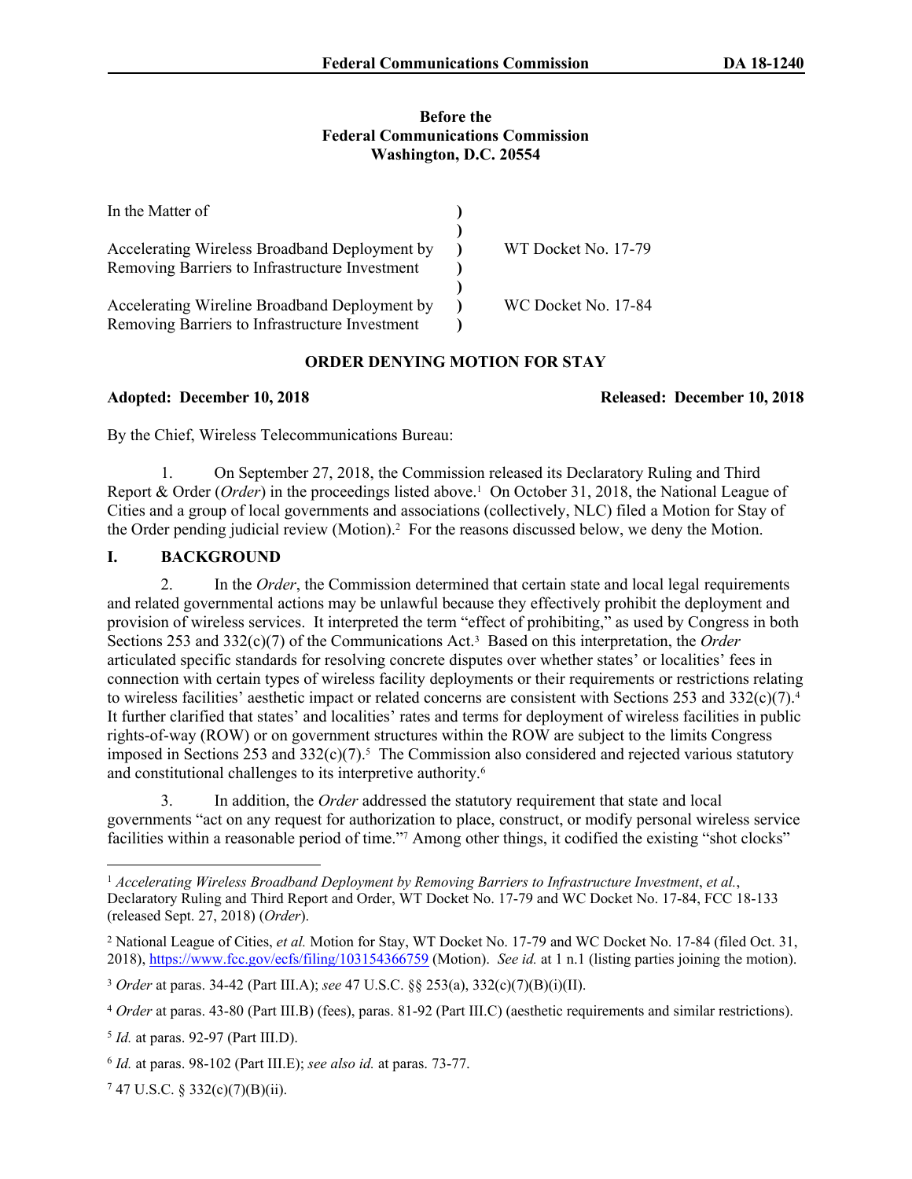**Before the**
**Federal Communications Commission**
**Washington, D.C. 20554**

| | | |
|---|---|---|
| In the Matter of | ) | |
| | ) | |
| Accelerating Wireless Broadband Deployment by Removing Barriers to Infrastructure Investment | ) | WT Docket No. 17-79 |
| | ) | |
| Accelerating Wireline Broadband Deployment by Removing Barriers to Infrastructure Investment | ) | WC Docket No. 17-84 |

**ORDER DENYING MOTION FOR STAY**

**Adopted: December 10, 2018** **Released: December 10, 2018**

By the Chief, Wireless Telecommunications Bureau:

1. On September 27, 2018, the Commission released its Declaratory Ruling and Third Report & Order (*Order*) in the proceedings listed above.[1] On October 31, 2018, the National League of Cities and a group of local governments and associations (collectively, NLC) filed a Motion for Stay of the Order pending judicial review (Motion).[2] For the reasons discussed below, we deny the Motion.

## I. BACKGROUND

2. In the *Order*, the Commission determined that certain state and local legal requirements and related governmental actions may be unlawful because they effectively prohibit the deployment and provision of wireless services. It interpreted the term "effect of prohibiting," as used by Congress in both Sections 253 and 332(c)(7) of the Communications Act.[3] Based on this interpretation, the *Order* articulated specific standards for resolving concrete disputes over whether states' or localities' fees in connection with certain types of wireless facility deployments or their requirements or restrictions relating to wireless facilities' aesthetic impact or related concerns are consistent with Sections 253 and 332(c)(7).[4] It further clarified that states' and localities' rates and terms for deployment of wireless facilities in public rights-of-way (ROW) or on government structures within the ROW are subject to the limits Congress imposed in Sections 253 and 332(c)(7).[5] The Commission also considered and rejected various statutory and constitutional challenges to its interpretive authority.[6]

3. In addition, the *Order* addressed the statutory requirement that state and local governments "act on any request for authorization to place, construct, or modify personal wireless service facilities within a reasonable period of time."[7] Among other things, it codified the existing "shot clocks"

---

[1] *Accelerating Wireless Broadband Deployment by Removing Barriers to Infrastructure Investment*, *et al.*, Declaratory Ruling and Third Report and Order, WT Docket No. 17-79 and WC Docket No. 17-84, FCC 18-133 (released Sept. 27, 2018) (*Order*).

[2] National League of Cities, *et al.* Motion for Stay, WT Docket No. 17-79 and WC Docket No. 17-84 (filed Oct. 31, 2018), https://www.fcc.gov/ecfs/filing/103154366759 (Motion). *See id.* at 1 n.1 (listing parties joining the motion).

[3] *Order* at paras. 34-42 (Part III.A); *see* 47 U.S.C. §§ 253(a), 332(c)(7)(B)(i)(II).

[4] *Order* at paras. 43-80 (Part III.B) (fees), paras. 81-92 (Part III.C) (aesthetic requirements and similar restrictions).

[5] *Id.* at paras. 92-97 (Part III.D).

[6] *Id.* at paras. 98-102 (Part III.E); *see also id.* at paras. 73-77.

[7] 47 U.S.C. § 332(c)(7)(B)(ii).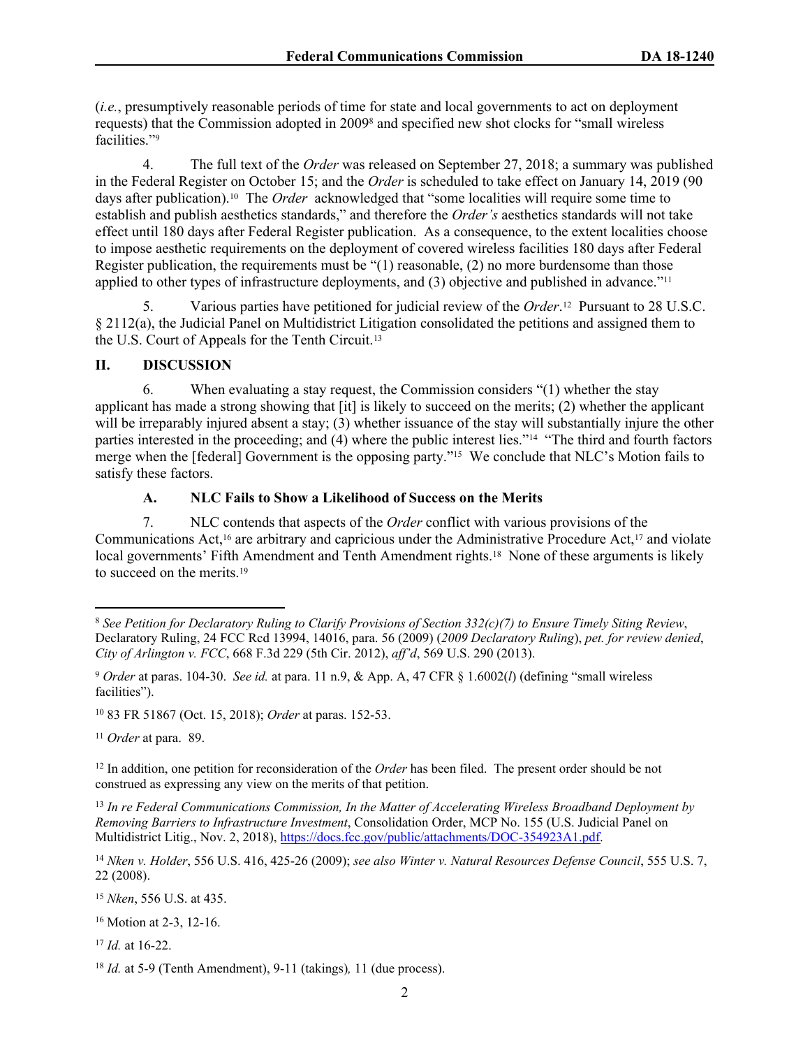(*i.e.*, presumptively reasonable periods of time for state and local governments to act on deployment requests) that the Commission adopted in 2009[8] and specified new shot clocks for "small wireless facilities."[9]

4. The full text of the *Order* was released on September 27, 2018; a summary was published in the Federal Register on October 15; and the *Order* is scheduled to take effect on January 14, 2019 (90 days after publication).[10] The *Order* acknowledged that "some localities will require some time to establish and publish aesthetics standards," and therefore the *Order's* aesthetics standards will not take effect until 180 days after Federal Register publication. As a consequence, to the extent localities choose to impose aesthetic requirements on the deployment of covered wireless facilities 180 days after Federal Register publication, the requirements must be "(1) reasonable, (2) no more burdensome than those applied to other types of infrastructure deployments, and (3) objective and published in advance."[11]

5. Various parties have petitioned for judicial review of the *Order*.[12] Pursuant to 28 U.S.C. § 2112(a), the Judicial Panel on Multidistrict Litigation consolidated the petitions and assigned them to the U.S. Court of Appeals for the Tenth Circuit.[13]

## II. DISCUSSION

6. When evaluating a stay request, the Commission considers "(1) whether the stay applicant has made a strong showing that [it] is likely to succeed on the merits; (2) whether the applicant will be irreparably injured absent a stay; (3) whether issuance of the stay will substantially injure the other parties interested in the proceeding; and (4) where the public interest lies."[14] "The third and fourth factors merge when the [federal] Government is the opposing party."[15] We conclude that NLC's Motion fails to satisfy these factors.

### A. NLC Fails to Show a Likelihood of Success on the Merits

7. NLC contends that aspects of the *Order* conflict with various provisions of the Communications Act,[16] are arbitrary and capricious under the Administrative Procedure Act,[17] and violate local governments' Fifth Amendment and Tenth Amendment rights.[18] None of these arguments is likely to succeed on the merits.[19]

---

[8] *See Petition for Declaratory Ruling to Clarify Provisions of Section 332(c)(7) to Ensure Timely Siting Review*, Declaratory Ruling, 24 FCC Rcd 13994, 14016, para. 56 (2009) (*2009 Declaratory Ruling*), *pet. for review denied*, *City of Arlington v. FCC*, 668 F.3d 229 (5th Cir. 2012), *aff'd*, 569 U.S. 290 (2013).

[9] *Order* at paras. 104-30. *See id.* at para. 11 n.9, & App. A, 47 CFR § 1.6002(*l*) (defining "small wireless facilities").

[10] 83 FR 51867 (Oct. 15, 2018); *Order* at paras. 152-53.

[11] *Order* at para. 89.

[12] In addition, one petition for reconsideration of the *Order* has been filed. The present order should be not construed as expressing any view on the merits of that petition.

[13] *In re Federal Communications Commission, In the Matter of Accelerating Wireless Broadband Deployment by Removing Barriers to Infrastructure Investment*, Consolidation Order, MCP No. 155 (U.S. Judicial Panel on Multidistrict Litig., Nov. 2, 2018), https://docs.fcc.gov/public/attachments/DOC-354923A1.pdf.

[14] *Nken v. Holder*, 556 U.S. 416, 425-26 (2009); *see also Winter v. Natural Resources Defense Council*, 555 U.S. 7, 22 (2008).

[15] *Nken*, 556 U.S. at 435.

[16] Motion at 2-3, 12-16.

[17] *Id.* at 16-22.

[18] *Id.* at 5-9 (Tenth Amendment), 9-11 (takings), 11 (due process).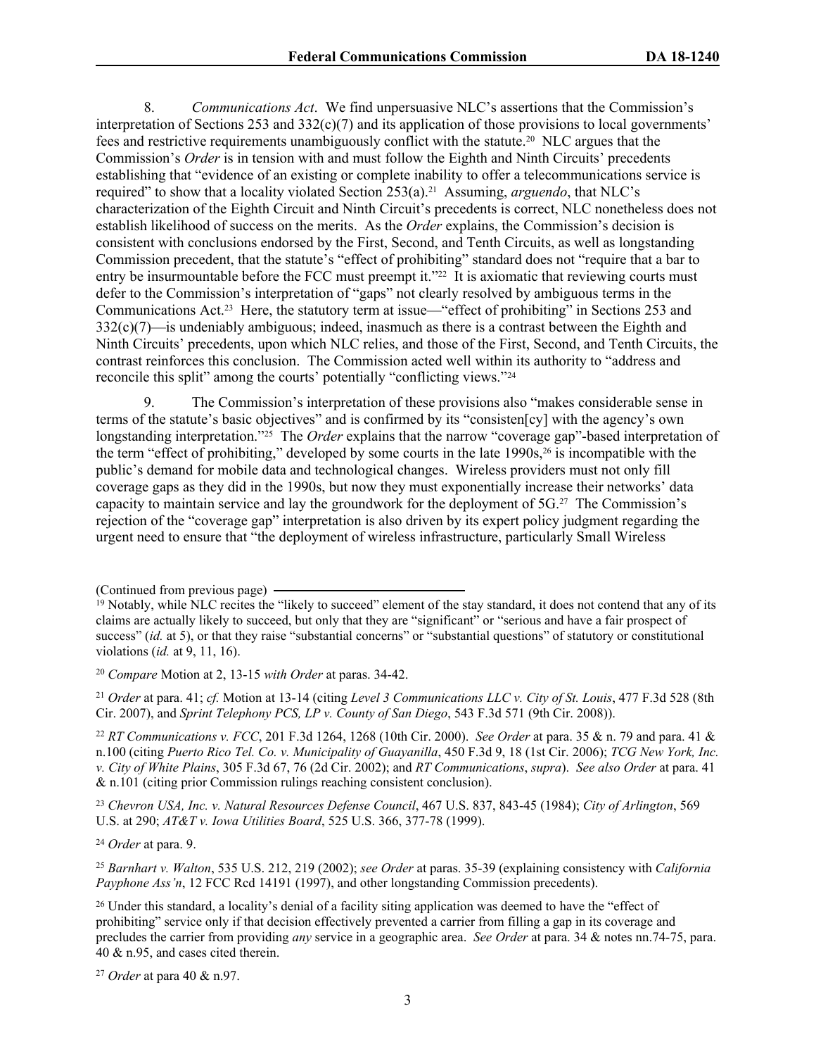8. *Communications Act*. We find unpersuasive NLC's assertions that the Commission's interpretation of Sections 253 and 332(c)(7) and its application of those provisions to local governments' fees and restrictive requirements unambiguously conflict with the statute.[20] NLC argues that the Commission's *Order* is in tension with and must follow the Eighth and Ninth Circuits' precedents establishing that "evidence of an existing or complete inability to offer a telecommunications service is required" to show that a locality violated Section 253(a).[21] Assuming, *arguendo*, that NLC's characterization of the Eighth Circuit and Ninth Circuit's precedents is correct, NLC nonetheless does not establish likelihood of success on the merits. As the *Order* explains, the Commission's decision is consistent with conclusions endorsed by the First, Second, and Tenth Circuits, as well as longstanding Commission precedent, that the statute's "effect of prohibiting" standard does not "require that a bar to entry be insurmountable before the FCC must preempt it."[22] It is axiomatic that reviewing courts must defer to the Commission's interpretation of "gaps" not clearly resolved by ambiguous terms in the Communications Act.[23] Here, the statutory term at issue—"effect of prohibiting" in Sections 253 and 332(c)(7)—is undeniably ambiguous; indeed, inasmuch as there is a contrast between the Eighth and Ninth Circuits' precedents, upon which NLC relies, and those of the First, Second, and Tenth Circuits, the contrast reinforces this conclusion. The Commission acted well within its authority to "address and reconcile this split" among the courts' potentially "conflicting views."[24]

9. The Commission's interpretation of these provisions also "makes considerable sense in terms of the statute's basic objectives" and is confirmed by its "consisten[cy] with the agency's own longstanding interpretation."[25] The *Order* explains that the narrow "coverage gap"-based interpretation of the term "effect of prohibiting," developed by some courts in the late 1990s,[26] is incompatible with the public's demand for mobile data and technological changes. Wireless providers must not only fill coverage gaps as they did in the 1990s, but now they must exponentially increase their networks' data capacity to maintain service and lay the groundwork for the deployment of 5G.[27] The Commission's rejection of the "coverage gap" interpretation is also driven by its expert policy judgment regarding the urgent need to ensure that "the deployment of wireless infrastructure, particularly Small Wireless

(Continued from previous page)

[19] Notably, while NLC recites the "likely to succeed" element of the stay standard, it does not contend that any of its claims are actually likely to succeed, but only that they are "significant" or "serious and have a fair prospect of success" (*id.* at 5), or that they raise "substantial concerns" or "substantial questions" of statutory or constitutional violations (*id.* at 9, 11, 16).

[20] *Compare* Motion at 2, 13-15 *with Order* at paras. 34-42.

[21] *Order* at para. 41; *cf.* Motion at 13-14 (citing *Level 3 Communications LLC v. City of St. Louis*, 477 F.3d 528 (8th Cir. 2007), and *Sprint Telephony PCS, LP v. County of San Diego*, 543 F.3d 571 (9th Cir. 2008)).

[22] *RT Communications v. FCC*, 201 F.3d 1264, 1268 (10th Cir. 2000). *See Order* at para. 35 & n. 79 and para. 41 & n.100 (citing *Puerto Rico Tel. Co. v. Municipality of Guayanilla*, 450 F.3d 9, 18 (1st Cir. 2006); *TCG New York, Inc. v. City of White Plains*, 305 F.3d 67, 76 (2d Cir. 2002); and *RT Communications*, *supra*). *See also Order* at para. 41 & n.101 (citing prior Commission rulings reaching consistent conclusion).

[23] *Chevron USA, Inc. v. Natural Resources Defense Council*, 467 U.S. 837, 843-45 (1984); *City of Arlington*, 569 U.S. at 290; *AT&T v. Iowa Utilities Board*, 525 U.S. 366, 377-78 (1999).

[24] *Order* at para. 9.

[25] *Barnhart v. Walton*, 535 U.S. 212, 219 (2002); *see Order* at paras. 35-39 (explaining consistency with *California Payphone Ass'n*, 12 FCC Rcd 14191 (1997), and other longstanding Commission precedents).

[26] Under this standard, a locality's denial of a facility siting application was deemed to have the "effect of prohibiting" service only if that decision effectively prevented a carrier from filling a gap in its coverage and precludes the carrier from providing *any* service in a geographic area. *See Order* at para. 34 & notes nn.74-75, para. 40 & n.95, and cases cited therein.

[27] *Order* at para 40 & n.97.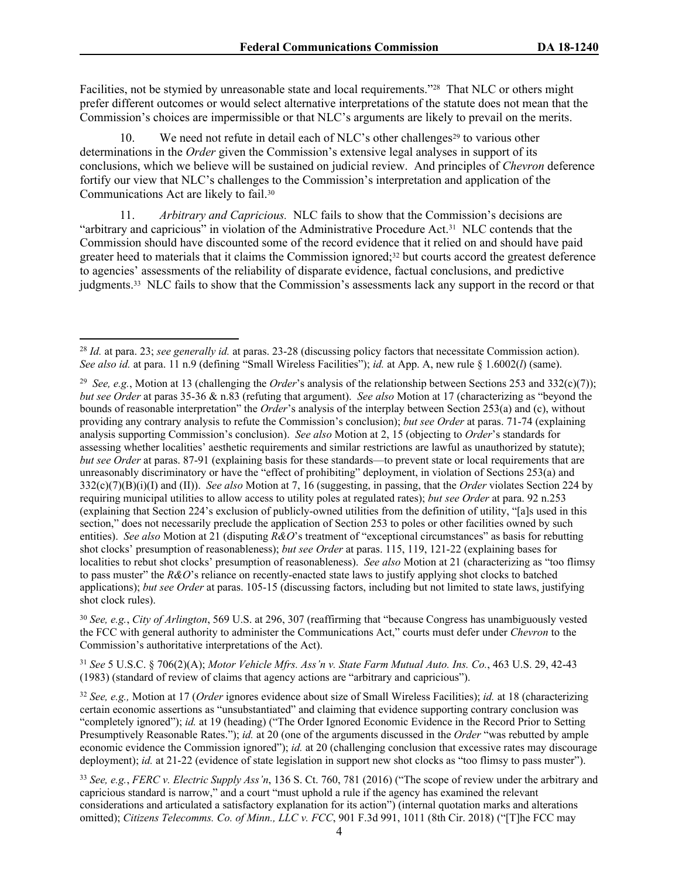Facilities, not be stymied by unreasonable state and local requirements."[28] That NLC or others might prefer different outcomes or would select alternative interpretations of the statute does not mean that the Commission's choices are impermissible or that NLC's arguments are likely to prevail on the merits.

10. We need not refute in detail each of NLC's other challenges[29] to various other determinations in the *Order* given the Commission's extensive legal analyses in support of its conclusions, which we believe will be sustained on judicial review. And principles of *Chevron* deference fortify our view that NLC's challenges to the Commission's interpretation and application of the Communications Act are likely to fail.[30]

11. *Arbitrary and Capricious.* NLC fails to show that the Commission's decisions are "arbitrary and capricious" in violation of the Administrative Procedure Act.[31] NLC contends that the Commission should have discounted some of the record evidence that it relied on and should have paid greater heed to materials that it claims the Commission ignored;[32] but courts accord the greatest deference to agencies' assessments of the reliability of disparate evidence, factual conclusions, and predictive judgments.[33] NLC fails to show that the Commission's assessments lack any support in the record or that

---

[28] *Id.* at para. 23; *see generally id.* at paras. 23-28 (discussing policy factors that necessitate Commission action). *See also id.* at para. 11 n.9 (defining "Small Wireless Facilities"); *id.* at App. A, new rule § 1.6002(*l*) (same).

[29] *See, e.g.*, Motion at 13 (challenging the *Order*'s analysis of the relationship between Sections 253 and 332(c)(7)); *but see Order* at paras 35-36 & n.83 (refuting that argument). *See also* Motion at 17 (characterizing as "beyond the bounds of reasonable interpretation" the *Order*'s analysis of the interplay between Section 253(a) and (c), without providing any contrary analysis to refute the Commission's conclusion); *but see Order* at paras. 71-74 (explaining analysis supporting Commission's conclusion). *See also* Motion at 2, 15 (objecting to *Order*'s standards for assessing whether localities' aesthetic requirements and similar restrictions are lawful as unauthorized by statute); *but see Order* at paras. 87-91 (explaining basis for these standards—to prevent state or local requirements that are unreasonably discriminatory or have the "effect of prohibiting" deployment, in violation of Sections 253(a) and 332(c)(7)(B)(i)(I) and (II)). *See also* Motion at 7, 16 (suggesting, in passing, that the *Order* violates Section 224 by requiring municipal utilities to allow access to utility poles at regulated rates); *but see Order* at para. 92 n.253 (explaining that Section 224's exclusion of publicly-owned utilities from the definition of utility, "[a]s used in this section," does not necessarily preclude the application of Section 253 to poles or other facilities owned by such entities). *See also* Motion at 21 (disputing *R&O*'s treatment of "exceptional circumstances" as basis for rebutting shot clocks' presumption of reasonableness); *but see Order* at paras. 115, 119, 121-22 (explaining bases for localities to rebut shot clocks' presumption of reasonableness). *See also* Motion at 21 (characterizing as "too flimsy to pass muster" the *R&O*'s reliance on recently-enacted state laws to justify applying shot clocks to batched applications); *but see Order* at paras. 105-15 (discussing factors, including but not limited to state laws, justifying shot clock rules).

[30] *See, e.g.*, *City of Arlington*, 569 U.S. at 296, 307 (reaffirming that "because Congress has unambiguously vested the FCC with general authority to administer the Communications Act," courts must defer under *Chevron* to the Commission's authoritative interpretations of the Act).

[31] *See* 5 U.S.C. § 706(2)(A); *Motor Vehicle Mfrs. Ass'n v. State Farm Mutual Auto. Ins. Co.*, 463 U.S. 29, 42-43 (1983) (standard of review of claims that agency actions are "arbitrary and capricious").

[32] *See, e.g.,* Motion at 17 (*Order* ignores evidence about size of Small Wireless Facilities); *id.* at 18 (characterizing certain economic assertions as "unsubstantiated" and claiming that evidence supporting contrary conclusion was "completely ignored"); *id.* at 19 (heading) ("The Order Ignored Economic Evidence in the Record Prior to Setting Presumptively Reasonable Rates."); *id.* at 20 (one of the arguments discussed in the *Order* "was rebutted by ample economic evidence the Commission ignored"); *id.* at 20 (challenging conclusion that excessive rates may discourage deployment); *id.* at 21-22 (evidence of state legislation in support new shot clocks as "too flimsy to pass muster").

[33] *See, e.g.*, *FERC v. Electric Supply Ass'n*, 136 S. Ct. 760, 781 (2016) ("The scope of review under the arbitrary and capricious standard is narrow," and a court "must uphold a rule if the agency has examined the relevant considerations and articulated a satisfactory explanation for its action") (internal quotation marks and alterations omitted); *Citizens Telecomms. Co. of Minn., LLC v. FCC*, 901 F.3d 991, 1011 (8th Cir. 2018) ("[T]he FCC may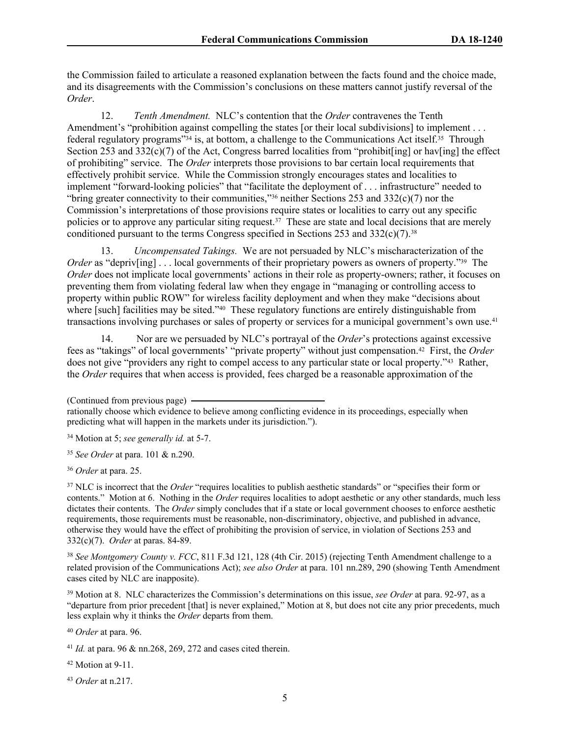the Commission failed to articulate a reasoned explanation between the facts found and the choice made, and its disagreements with the Commission's conclusions on these matters cannot justify reversal of the *Order*.

12. *Tenth Amendment.* NLC's contention that the *Order* contravenes the Tenth Amendment's "prohibition against compelling the states [or their local subdivisions] to implement . . . federal regulatory programs"[34] is, at bottom, a challenge to the Communications Act itself.[35] Through Section 253 and 332(c)(7) of the Act, Congress barred localities from "prohibit[ing] or hav[ing] the effect of prohibiting" service. The *Order* interprets those provisions to bar certain local requirements that effectively prohibit service. While the Commission strongly encourages states and localities to implement "forward-looking policies" that "facilitate the deployment of . . . infrastructure" needed to "bring greater connectivity to their communities,"[36] neither Sections 253 and 332(c)(7) nor the Commission's interpretations of those provisions require states or localities to carry out any specific policies or to approve any particular siting request.[37] These are state and local decisions that are merely conditioned pursuant to the terms Congress specified in Sections 253 and 332(c)(7).[38]

13. *Uncompensated Takings.* We are not persuaded by NLC's mischaracterization of the *Order* as "depriv[ing] . . . local governments of their proprietary powers as owners of property."[39] The *Order* does not implicate local governments' actions in their role as property-owners; rather, it focuses on preventing them from violating federal law when they engage in "managing or controlling access to property within public ROW" for wireless facility deployment and when they make "decisions about where [such] facilities may be sited."[40] These regulatory functions are entirely distinguishable from transactions involving purchases or sales of property or services for a municipal government's own use.[41]

14. Nor are we persuaded by NLC's portrayal of the *Order*'s protections against excessive fees as "takings" of local governments' "private property" without just compensation.[42] First, the *Order* does not give "providers any right to compel access to any particular state or local property."[43] Rather, the *Order* requires that when access is provided, fees charged be a reasonable approximation of the

(Continued from previous page)
rationally choose which evidence to believe among conflicting evidence in its proceedings, especially when predicting what will happen in the markets under its jurisdiction.").

[34] Motion at 5; *see generally id.* at 5-7.

[35] *See Order* at para. 101 & n.290.

[36] *Order* at para. 25.

[37] NLC is incorrect that the *Order* "requires localities to publish aesthetic standards" or "specifies their form or contents." Motion at 6. Nothing in the *Order* requires localities to adopt aesthetic or any other standards, much less dictates their contents. The *Order* simply concludes that if a state or local government chooses to enforce aesthetic requirements, those requirements must be reasonable, non-discriminatory, objective, and published in advance, otherwise they would have the effect of prohibiting the provision of service, in violation of Sections 253 and 332(c)(7). *Order* at paras. 84-89.

[38] *See Montgomery County v. FCC*, 811 F.3d 121, 128 (4th Cir. 2015) (rejecting Tenth Amendment challenge to a related provision of the Communications Act); *see also Order* at para. 101 nn.289, 290 (showing Tenth Amendment cases cited by NLC are inapposite).

[39] Motion at 8. NLC characterizes the Commission's determinations on this issue, *see Order* at para. 92-97, as a "departure from prior precedent [that] is never explained," Motion at 8, but does not cite any prior precedents, much less explain why it thinks the *Order* departs from them.

[40] *Order* at para. 96.

[41] *Id.* at para. 96 & nn.268, 269, 272 and cases cited therein.

[42] Motion at 9-11.

[43] *Order* at n.217.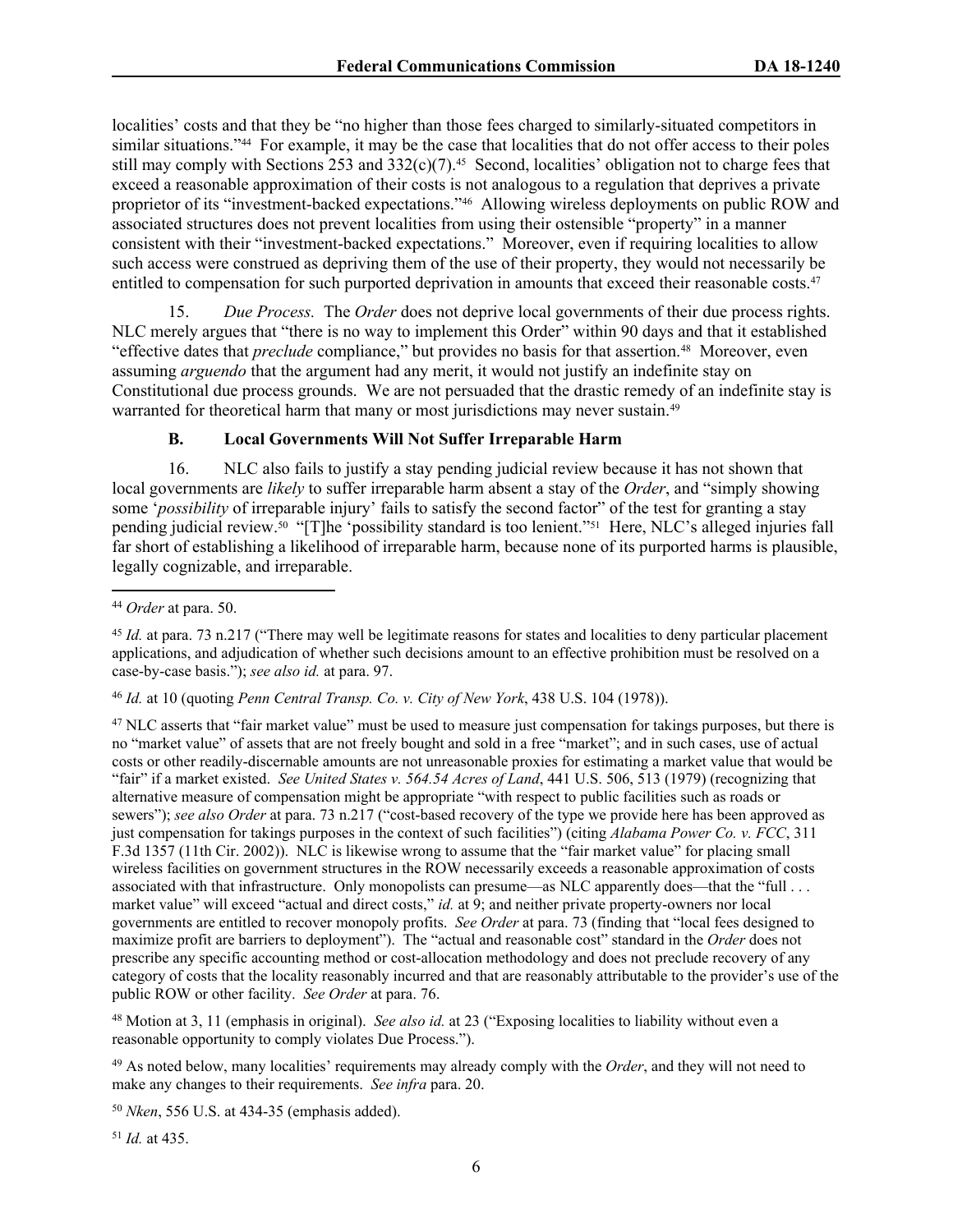localities' costs and that they be "no higher than those fees charged to similarly-situated competitors in similar situations."[44] For example, it may be the case that localities that do not offer access to their poles still may comply with Sections 253 and 332(c)(7).[45] Second, localities' obligation not to charge fees that exceed a reasonable approximation of their costs is not analogous to a regulation that deprives a private proprietor of its "investment-backed expectations."[46] Allowing wireless deployments on public ROW and associated structures does not prevent localities from using their ostensible "property" in a manner consistent with their "investment-backed expectations." Moreover, even if requiring localities to allow such access were construed as depriving them of the use of their property, they would not necessarily be entitled to compensation for such purported deprivation in amounts that exceed their reasonable costs.[47]

15. *Due Process.* The *Order* does not deprive local governments of their due process rights. NLC merely argues that "there is no way to implement this Order" within 90 days and that it established "effective dates that *preclude* compliance," but provides no basis for that assertion.[48] Moreover, even assuming *arguendo* that the argument had any merit, it would not justify an indefinite stay on Constitutional due process grounds. We are not persuaded that the drastic remedy of an indefinite stay is warranted for theoretical harm that many or most jurisdictions may never sustain.[49]

### B. Local Governments Will Not Suffer Irreparable Harm

16. NLC also fails to justify a stay pending judicial review because it has not shown that local governments are *likely* to suffer irreparable harm absent a stay of the *Order*, and "simply showing some '*possibility* of irreparable injury' fails to satisfy the second factor" of the test for granting a stay pending judicial review.[50] "[T]he 'possibility standard is too lenient."[51] Here, NLC's alleged injuries fall far short of establishing a likelihood of irreparable harm, because none of its purported harms is plausible, legally cognizable, and irreparable.

---

[44] *Order* at para. 50.

[45] *Id.* at para. 73 n.217 ("There may well be legitimate reasons for states and localities to deny particular placement applications, and adjudication of whether such decisions amount to an effective prohibition must be resolved on a case-by-case basis."); *see also id.* at para. 97.

[46] *Id.* at 10 (quoting *Penn Central Transp. Co. v. City of New York*, 438 U.S. 104 (1978)).

[47] NLC asserts that "fair market value" must be used to measure just compensation for takings purposes, but there is no "market value" of assets that are not freely bought and sold in a free "market"; and in such cases, use of actual costs or other readily-discernable amounts are not unreasonable proxies for estimating a market value that would be "fair" if a market existed. *See United States v. 564.54 Acres of Land*, 441 U.S. 506, 513 (1979) (recognizing that alternative measure of compensation might be appropriate "with respect to public facilities such as roads or sewers"); *see also Order* at para. 73 n.217 ("cost-based recovery of the type we provide here has been approved as just compensation for takings purposes in the context of such facilities") (citing *Alabama Power Co. v. FCC*, 311 F.3d 1357 (11th Cir. 2002)). NLC is likewise wrong to assume that the "fair market value" for placing small wireless facilities on government structures in the ROW necessarily exceeds a reasonable approximation of costs associated with that infrastructure. Only monopolists can presume—as NLC apparently does—that the "full . . . market value" will exceed "actual and direct costs," *id.* at 9; and neither private property-owners nor local governments are entitled to recover monopoly profits. *See Order* at para. 73 (finding that "local fees designed to maximize profit are barriers to deployment"). The "actual and reasonable cost" standard in the *Order* does not prescribe any specific accounting method or cost-allocation methodology and does not preclude recovery of any category of costs that the locality reasonably incurred and that are reasonably attributable to the provider's use of the public ROW or other facility. *See Order* at para. 76.

[48] Motion at 3, 11 (emphasis in original). *See also id.* at 23 ("Exposing localities to liability without even a reasonable opportunity to comply violates Due Process.").

[49] As noted below, many localities' requirements may already comply with the *Order*, and they will not need to make any changes to their requirements. *See infra* para. 20.

[50] *Nken*, 556 U.S. at 434-35 (emphasis added).

[51] *Id.* at 435.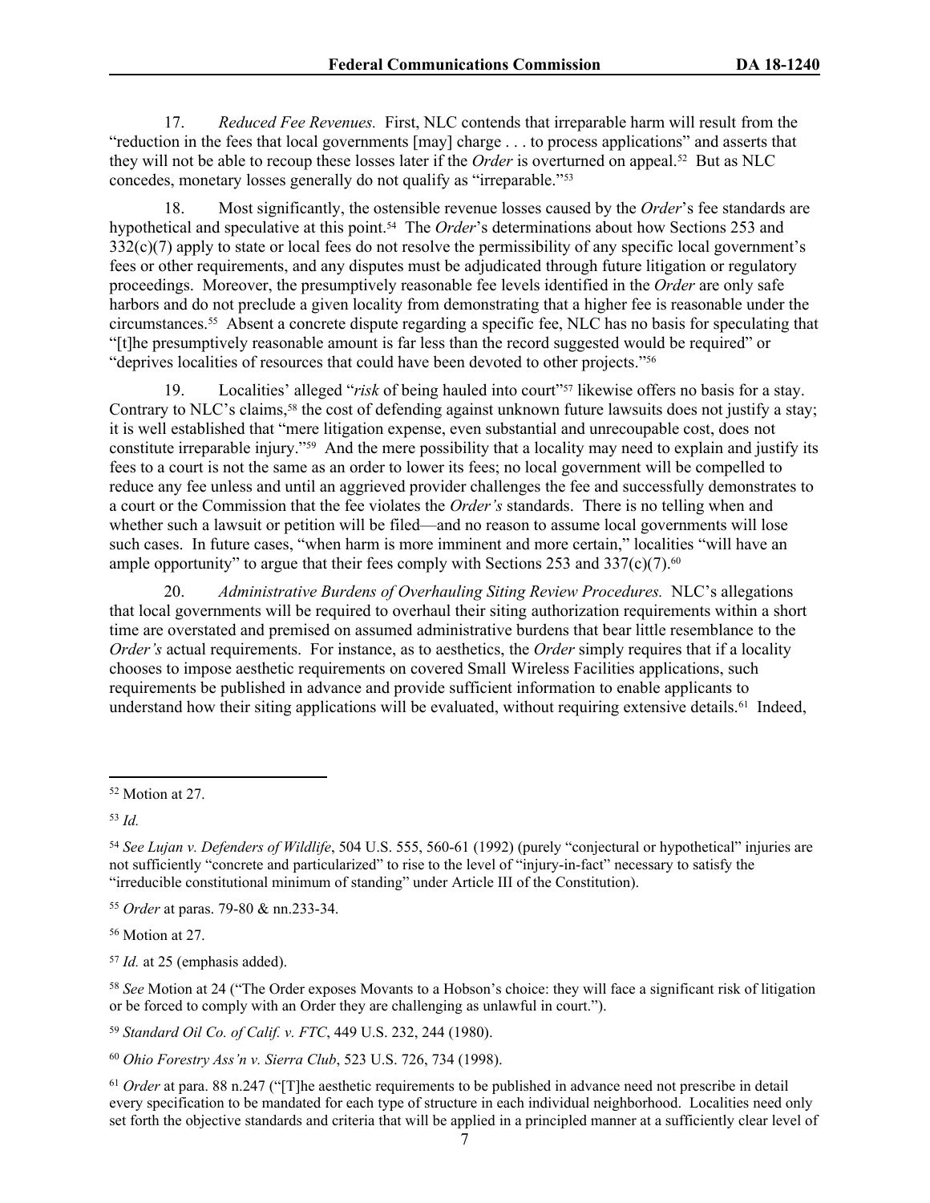17. *Reduced Fee Revenues.* First, NLC contends that irreparable harm will result from the "reduction in the fees that local governments [may] charge . . . to process applications" and asserts that they will not be able to recoup these losses later if the *Order* is overturned on appeal.[52] But as NLC concedes, monetary losses generally do not qualify as "irreparable."[53]

18. Most significantly, the ostensible revenue losses caused by the *Order*'s fee standards are hypothetical and speculative at this point.[54] The *Order*'s determinations about how Sections 253 and 332(c)(7) apply to state or local fees do not resolve the permissibility of any specific local government's fees or other requirements, and any disputes must be adjudicated through future litigation or regulatory proceedings. Moreover, the presumptively reasonable fee levels identified in the *Order* are only safe harbors and do not preclude a given locality from demonstrating that a higher fee is reasonable under the circumstances.[55] Absent a concrete dispute regarding a specific fee, NLC has no basis for speculating that "[t]he presumptively reasonable amount is far less than the record suggested would be required" or "deprives localities of resources that could have been devoted to other projects."[56]

19. Localities' alleged "*risk* of being hauled into court"[57] likewise offers no basis for a stay. Contrary to NLC's claims,[58] the cost of defending against unknown future lawsuits does not justify a stay; it is well established that "mere litigation expense, even substantial and unrecoupable cost, does not constitute irreparable injury."[59] And the mere possibility that a locality may need to explain and justify its fees to a court is not the same as an order to lower its fees; no local government will be compelled to reduce any fee unless and until an aggrieved provider challenges the fee and successfully demonstrates to a court or the Commission that the fee violates the *Order's* standards. There is no telling when and whether such a lawsuit or petition will be filed—and no reason to assume local governments will lose such cases. In future cases, "when harm is more imminent and more certain," localities "will have an ample opportunity" to argue that their fees comply with Sections 253 and 337(c)(7).[60]

20. *Administrative Burdens of Overhauling Siting Review Procedures.* NLC's allegations that local governments will be required to overhaul their siting authorization requirements within a short time are overstated and premised on assumed administrative burdens that bear little resemblance to the *Order's* actual requirements. For instance, as to aesthetics, the *Order* simply requires that if a locality chooses to impose aesthetic requirements on covered Small Wireless Facilities applications, such requirements be published in advance and provide sufficient information to enable applicants to understand how their siting applications will be evaluated, without requiring extensive details.[61] Indeed,

---

[52] Motion at 27.

[53] *Id.*

[54] *See Lujan v. Defenders of Wildlife*, 504 U.S. 555, 560-61 (1992) (purely "conjectural or hypothetical" injuries are not sufficiently "concrete and particularized" to rise to the level of "injury-in-fact" necessary to satisfy the "irreducible constitutional minimum of standing" under Article III of the Constitution).

[55] *Order* at paras. 79-80 & nn.233-34.

[56] Motion at 27.

[57] *Id.* at 25 (emphasis added).

[58] *See* Motion at 24 ("The Order exposes Movants to a Hobson's choice: they will face a significant risk of litigation or be forced to comply with an Order they are challenging as unlawful in court.").

[59] *Standard Oil Co. of Calif. v. FTC*, 449 U.S. 232, 244 (1980).

[60] *Ohio Forestry Ass'n v. Sierra Club*, 523 U.S. 726, 734 (1998).

[61] *Order* at para. 88 n.247 ("[T]he aesthetic requirements to be published in advance need not prescribe in detail every specification to be mandated for each type of structure in each individual neighborhood. Localities need only set forth the objective standards and criteria that will be applied in a principled manner at a sufficiently clear level of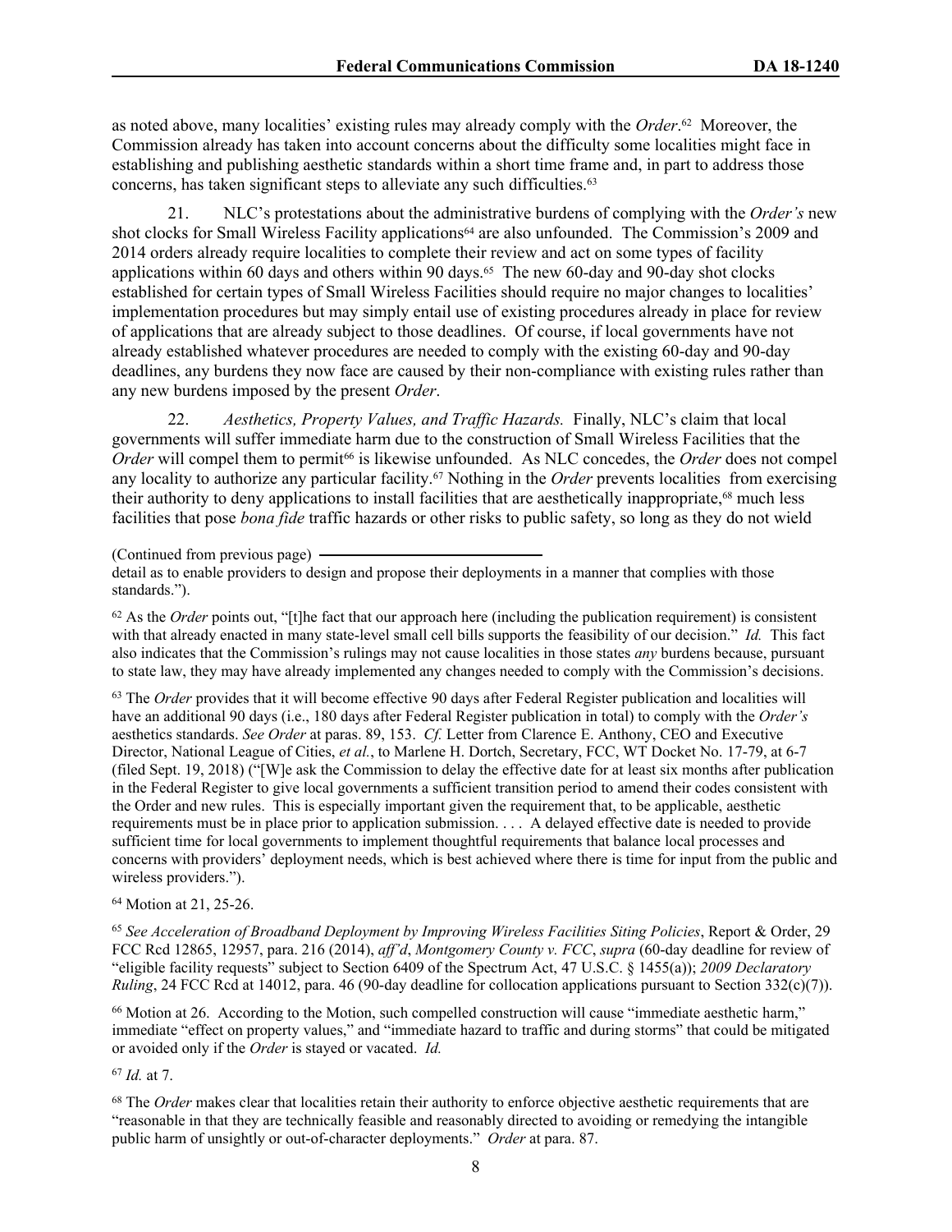as noted above, many localities' existing rules may already comply with the *Order*.[62] Moreover, the Commission already has taken into account concerns about the difficulty some localities might face in establishing and publishing aesthetic standards within a short time frame and, in part to address those concerns, has taken significant steps to alleviate any such difficulties.[63]

21. NLC's protestations about the administrative burdens of complying with the *Order's* new shot clocks for Small Wireless Facility applications[64] are also unfounded. The Commission's 2009 and 2014 orders already require localities to complete their review and act on some types of facility applications within 60 days and others within 90 days.[65] The new 60-day and 90-day shot clocks established for certain types of Small Wireless Facilities should require no major changes to localities' implementation procedures but may simply entail use of existing procedures already in place for review of applications that are already subject to those deadlines. Of course, if local governments have not already established whatever procedures are needed to comply with the existing 60-day and 90-day deadlines, any burdens they now face are caused by their non-compliance with existing rules rather than any new burdens imposed by the present *Order*.

22. *Aesthetics, Property Values, and Traffic Hazards.* Finally, NLC's claim that local governments will suffer immediate harm due to the construction of Small Wireless Facilities that the *Order* will compel them to permit[66] is likewise unfounded. As NLC concedes, the *Order* does not compel any locality to authorize any particular facility.[67] Nothing in the *Order* prevents localities from exercising their authority to deny applications to install facilities that are aesthetically inappropriate,[68] much less facilities that pose *bona fide* traffic hazards or other risks to public safety, so long as they do not wield

(Continued from previous page)
detail as to enable providers to design and propose their deployments in a manner that complies with those standards.").

[62] As the *Order* points out, "[t]he fact that our approach here (including the publication requirement) is consistent with that already enacted in many state-level small cell bills supports the feasibility of our decision." *Id.* This fact also indicates that the Commission's rulings may not cause localities in those states *any* burdens because, pursuant to state law, they may have already implemented any changes needed to comply with the Commission's decisions.

[63] The *Order* provides that it will become effective 90 days after Federal Register publication and localities will have an additional 90 days (i.e., 180 days after Federal Register publication in total) to comply with the *Order's* aesthetics standards. *See Order* at paras. 89, 153. *Cf.* Letter from Clarence E. Anthony, CEO and Executive Director, National League of Cities, *et al.*, to Marlene H. Dortch, Secretary, FCC, WT Docket No. 17-79, at 6-7 (filed Sept. 19, 2018) ("[W]e ask the Commission to delay the effective date for at least six months after publication in the Federal Register to give local governments a sufficient transition period to amend their codes consistent with the Order and new rules. This is especially important given the requirement that, to be applicable, aesthetic requirements must be in place prior to application submission. . . . A delayed effective date is needed to provide sufficient time for local governments to implement thoughtful requirements that balance local processes and concerns with providers' deployment needs, which is best achieved where there is time for input from the public and wireless providers.").

[64] Motion at 21, 25-26.

[65] *See Acceleration of Broadband Deployment by Improving Wireless Facilities Siting Policies*, Report & Order, 29 FCC Rcd 12865, 12957, para. 216 (2014), *aff'd*, *Montgomery County v. FCC*, *supra* (60-day deadline for review of "eligible facility requests" subject to Section 6409 of the Spectrum Act, 47 U.S.C. § 1455(a)); *2009 Declaratory Ruling*, 24 FCC Rcd at 14012, para. 46 (90-day deadline for collocation applications pursuant to Section 332(c)(7)).

[66] Motion at 26. According to the Motion, such compelled construction will cause "immediate aesthetic harm," immediate "effect on property values," and "immediate hazard to traffic and during storms" that could be mitigated or avoided only if the *Order* is stayed or vacated. *Id.*

[67] *Id.* at 7.

[68] The *Order* makes clear that localities retain their authority to enforce objective aesthetic requirements that are "reasonable in that they are technically feasible and reasonably directed to avoiding or remedying the intangible public harm of unsightly or out-of-character deployments." *Order* at para. 87.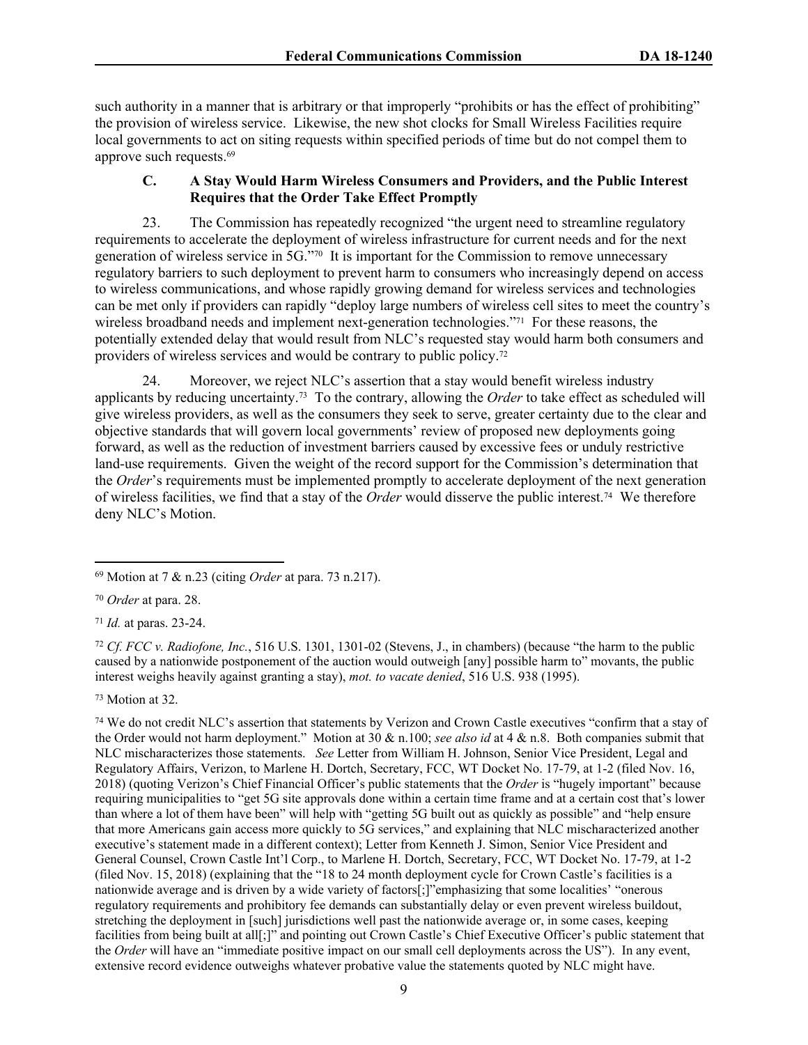such authority in a manner that is arbitrary or that improperly "prohibits or has the effect of prohibiting" the provision of wireless service. Likewise, the new shot clocks for Small Wireless Facilities require local governments to act on siting requests within specified periods of time but do not compel them to approve such requests.[69]

### C. A Stay Would Harm Wireless Consumers and Providers, and the Public Interest Requires that the Order Take Effect Promptly

23. The Commission has repeatedly recognized "the urgent need to streamline regulatory requirements to accelerate the deployment of wireless infrastructure for current needs and for the next generation of wireless service in 5G."[70] It is important for the Commission to remove unnecessary regulatory barriers to such deployment to prevent harm to consumers who increasingly depend on access to wireless communications, and whose rapidly growing demand for wireless services and technologies can be met only if providers can rapidly "deploy large numbers of wireless cell sites to meet the country's wireless broadband needs and implement next-generation technologies."[71] For these reasons, the potentially extended delay that would result from NLC's requested stay would harm both consumers and providers of wireless services and would be contrary to public policy.[72]

24. Moreover, we reject NLC's assertion that a stay would benefit wireless industry applicants by reducing uncertainty.[73] To the contrary, allowing the *Order* to take effect as scheduled will give wireless providers, as well as the consumers they seek to serve, greater certainty due to the clear and objective standards that will govern local governments' review of proposed new deployments going forward, as well as the reduction of investment barriers caused by excessive fees or unduly restrictive land-use requirements. Given the weight of the record support for the Commission's determination that the *Order*'s requirements must be implemented promptly to accelerate deployment of the next generation of wireless facilities, we find that a stay of the *Order* would disserve the public interest.[74] We therefore deny NLC's Motion.

---

[69] Motion at 7 & n.23 (citing *Order* at para. 73 n.217).

[70] *Order* at para. 28.

[71] *Id.* at paras. 23-24.

[72] *Cf. FCC v. Radiofone, Inc.*, 516 U.S. 1301, 1301-02 (Stevens, J., in chambers) (because "the harm to the public caused by a nationwide postponement of the auction would outweigh [any] possible harm to" movants, the public interest weighs heavily against granting a stay), *mot. to vacate denied*, 516 U.S. 938 (1995).

[73] Motion at 32.

[74] We do not credit NLC's assertion that statements by Verizon and Crown Castle executives "confirm that a stay of the Order would not harm deployment." Motion at 30 & n.100; *see also id* at 4 & n.8. Both companies submit that NLC mischaracterizes those statements. *See* Letter from William H. Johnson, Senior Vice President, Legal and Regulatory Affairs, Verizon, to Marlene H. Dortch, Secretary, FCC, WT Docket No. 17-79, at 1-2 (filed Nov. 16, 2018) (quoting Verizon's Chief Financial Officer's public statements that the *Order* is "hugely important" because requiring municipalities to "get 5G site approvals done within a certain time frame and at a certain cost that's lower than where a lot of them have been" will help with "getting 5G built out as quickly as possible" and "help ensure that more Americans gain access more quickly to 5G services," and explaining that NLC mischaracterized another executive's statement made in a different context); Letter from Kenneth J. Simon, Senior Vice President and General Counsel, Crown Castle Int'l Corp., to Marlene H. Dortch, Secretary, FCC, WT Docket No. 17-79, at 1-2 (filed Nov. 15, 2018) (explaining that the "18 to 24 month deployment cycle for Crown Castle's facilities is a nationwide average and is driven by a wide variety of factors[;]"emphasizing that some localities' "onerous regulatory requirements and prohibitory fee demands can substantially delay or even prevent wireless buildout, stretching the deployment in [such] jurisdictions well past the nationwide average or, in some cases, keeping facilities from being built at all[;]" and pointing out Crown Castle's Chief Executive Officer's public statement that the *Order* will have an "immediate positive impact on our small cell deployments across the US"). In any event, extensive record evidence outweighs whatever probative value the statements quoted by NLC might have.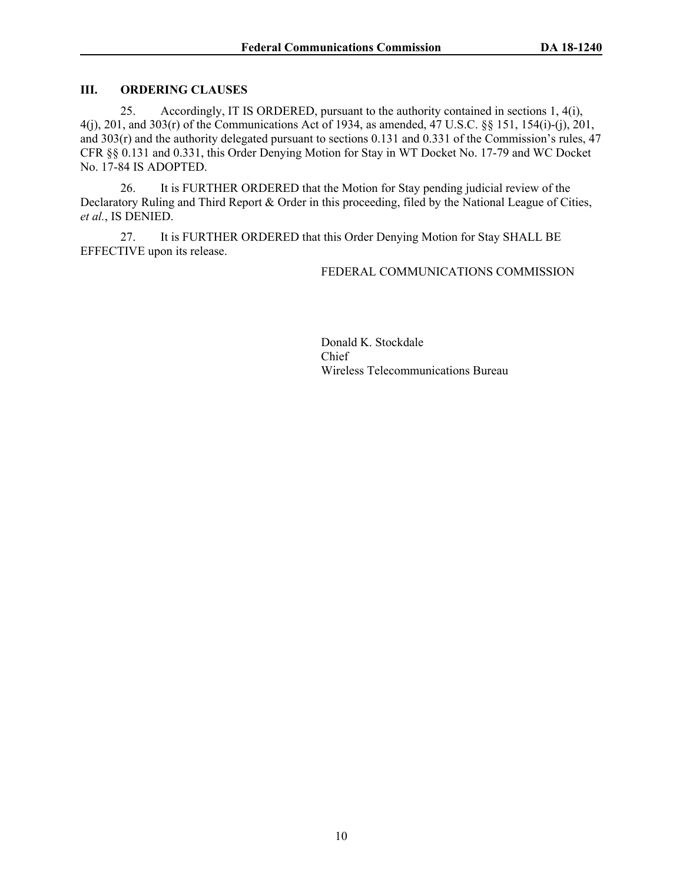## III. ORDERING CLAUSES

25. Accordingly, IT IS ORDERED, pursuant to the authority contained in sections 1, 4(i), 4(j), 201, and 303(r) of the Communications Act of 1934, as amended, 47 U.S.C. §§ 151, 154(i)-(j), 201, and 303(r) and the authority delegated pursuant to sections 0.131 and 0.331 of the Commission's rules, 47 CFR §§ 0.131 and 0.331, this Order Denying Motion for Stay in WT Docket No. 17-79 and WC Docket No. 17-84 IS ADOPTED.

26. It is FURTHER ORDERED that the Motion for Stay pending judicial review of the Declaratory Ruling and Third Report & Order in this proceeding, filed by the National League of Cities, *et al.*, IS DENIED.

27. It is FURTHER ORDERED that this Order Denying Motion for Stay SHALL BE EFFECTIVE upon its release.

FEDERAL COMMUNICATIONS COMMISSION

Donald K. Stockdale
Chief
Wireless Telecommunications Bureau